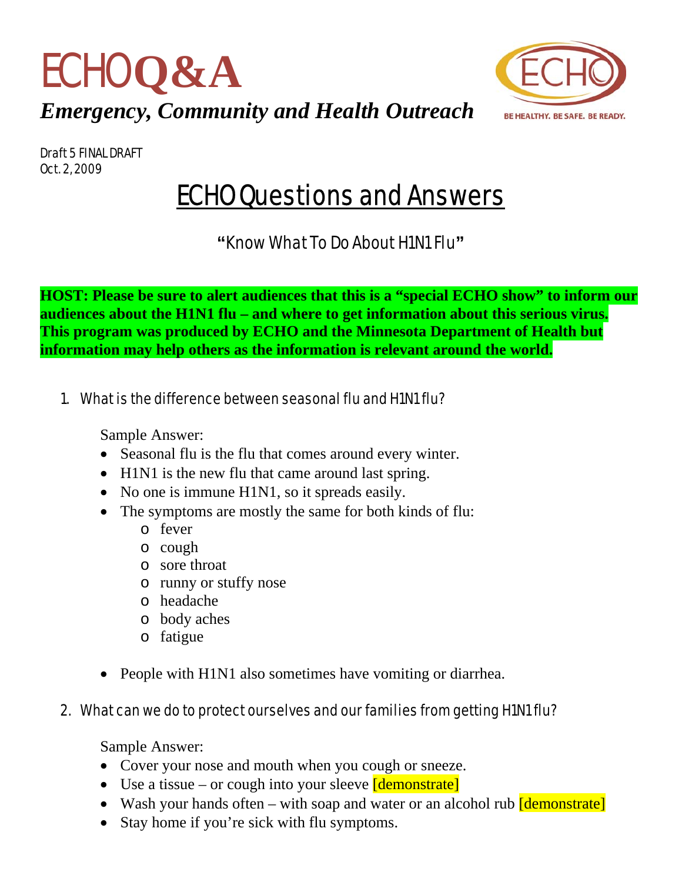# ECHO Q&A

***Emergency, Community and Health Outreach***

BE HEALTHY. BE SAFE. BE READY.

Draft 5 FINAL DRAFT
Oct. 2, 2009

## ECHO Questions and Answers

"Know What To Do About H1N1 Flu"

**HOST: Please be sure to alert audiences that this is a "special ECHO show" to inform our audiences about the H1N1 flu – and where to get information about this serious virus. This program was produced by ECHO and the Minnesota Department of Health but information may help others as the information is relevant around the world.**

1. What is the difference between seasonal flu and H1N1 flu?

   Sample Answer:
   - Seasonal flu is the flu that comes around every winter.
   - H1N1 is the new flu that came around last spring.
   - No one is immune H1N1, so it spreads easily.
   - The symptoms are mostly the same for both kinds of flu:
     - fever
     - cough
     - sore throat
     - runny or stuffy nose
     - headache
     - body aches
     - fatigue
   - People with H1N1 also sometimes have vomiting or diarrhea.

2. What can we do to protect ourselves and our families from getting H1N1 flu?

   Sample Answer:
   - Cover your nose and mouth when you cough or sneeze.
   - Use a tissue – or cough into your sleeve [demonstrate]
   - Wash your hands often – with soap and water or an alcohol rub [demonstrate]
   - Stay home if you're sick with flu symptoms.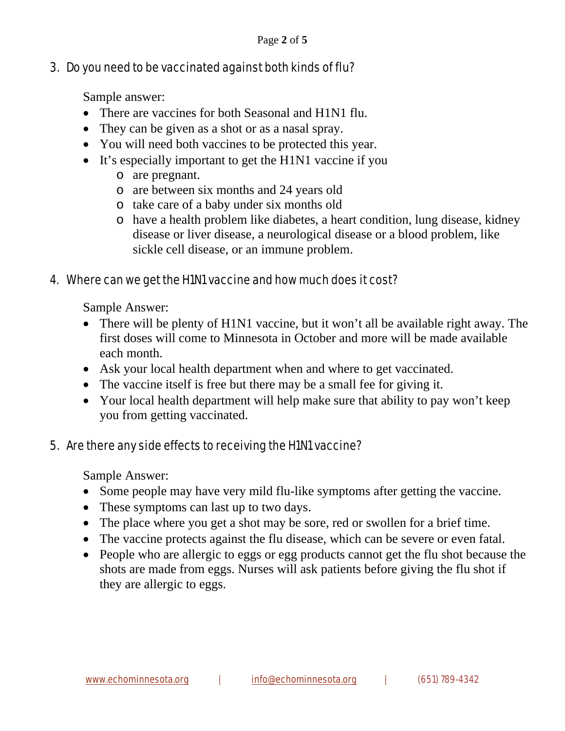3. Do you need to be vaccinated against both kinds of flu?

   Sample answer:

   - There are vaccines for both Seasonal and H1N1 flu.
   - They can be given as a shot or as a nasal spray.
   - You will need both vaccines to be protected this year.
   - It's especially important to get the H1N1 vaccine if you
     - are pregnant.
     - are between six months and 24 years old
     - take care of a baby under six months old
     - have a health problem like diabetes, a heart condition, lung disease, kidney disease or liver disease, a neurological disease or a blood problem, like sickle cell disease, or an immune problem.

4. Where can we get the H1N1 vaccine and how much does it cost?

   Sample Answer:

   - There will be plenty of H1N1 vaccine, but it won't all be available right away. The first doses will come to Minnesota in October and more will be made available each month.
   - Ask your local health department when and where to get vaccinated.
   - The vaccine itself is free but there may be a small fee for giving it.
   - Your local health department will help make sure that ability to pay won't keep you from getting vaccinated.

5. Are there any side effects to receiving the H1N1 vaccine?

   Sample Answer:

   - Some people may have very mild flu-like symptoms after getting the vaccine.
   - These symptoms can last up to two days.
   - The place where you get a shot may be sore, red or swollen for a brief time.
   - The vaccine protects against the flu disease, which can be severe or even fatal.
   - People who are allergic to eggs or egg products cannot get the flu shot because the shots are made from eggs. Nurses will ask patients before giving the flu shot if they are allergic to eggs.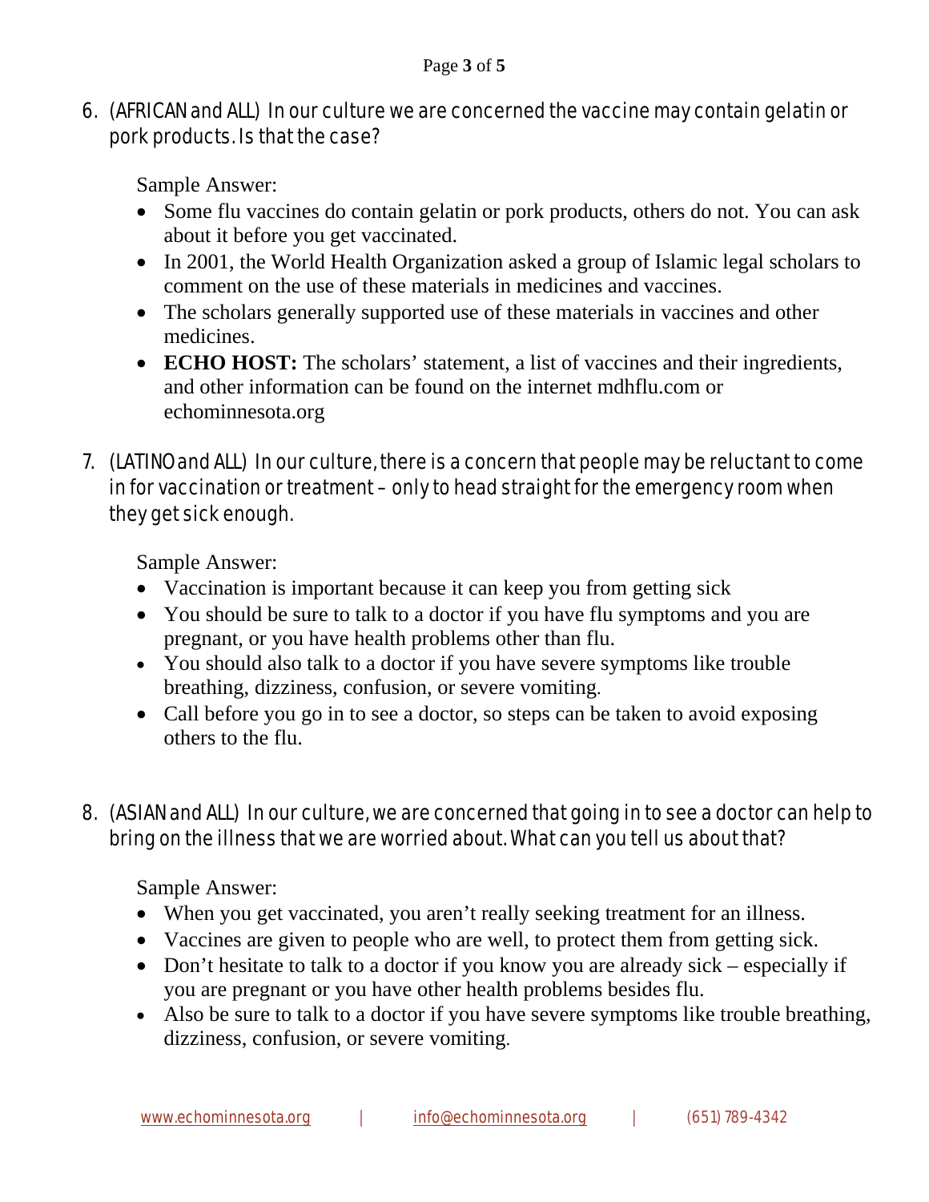6. (AFRICAN and ALL) In our culture we are concerned the vaccine may contain gelatin or pork products. Is that the case?

   Sample Answer:

   - Some flu vaccines do contain gelatin or pork products, others do not. You can ask about it before you get vaccinated.
   - In 2001, the World Health Organization asked a group of Islamic legal scholars to comment on the use of these materials in medicines and vaccines.
   - The scholars generally supported use of these materials in vaccines and other medicines.
   - **ECHO HOST:** The scholars' statement, a list of vaccines and their ingredients, and other information can be found on the internet mdhflu.com or echominnesota.org

7. (LATINO and ALL) In our culture, there is a concern that people may be reluctant to come in for vaccination or treatment – only to head straight for the emergency room when they get sick enough.

   Sample Answer:

   - Vaccination is important because it can keep you from getting sick
   - You should be sure to talk to a doctor if you have flu symptoms and you are pregnant, or you have health problems other than flu.
   - You should also talk to a doctor if you have severe symptoms like trouble breathing, dizziness, confusion, or severe vomiting.
   - Call before you go in to see a doctor, so steps can be taken to avoid exposing others to the flu.

8. (ASIAN and ALL) In our culture, we are concerned that going in to see a doctor can help to bring on the illness that we are worried about. What can you tell us about that?

   Sample Answer:

   - When you get vaccinated, you aren't really seeking treatment for an illness.
   - Vaccines are given to people who are well, to protect them from getting sick.
   - Don't hesitate to talk to a doctor if you know you are already sick – especially if you are pregnant or you have other health problems besides flu.
   - Also be sure to talk to a doctor if you have severe symptoms like trouble breathing, dizziness, confusion, or severe vomiting.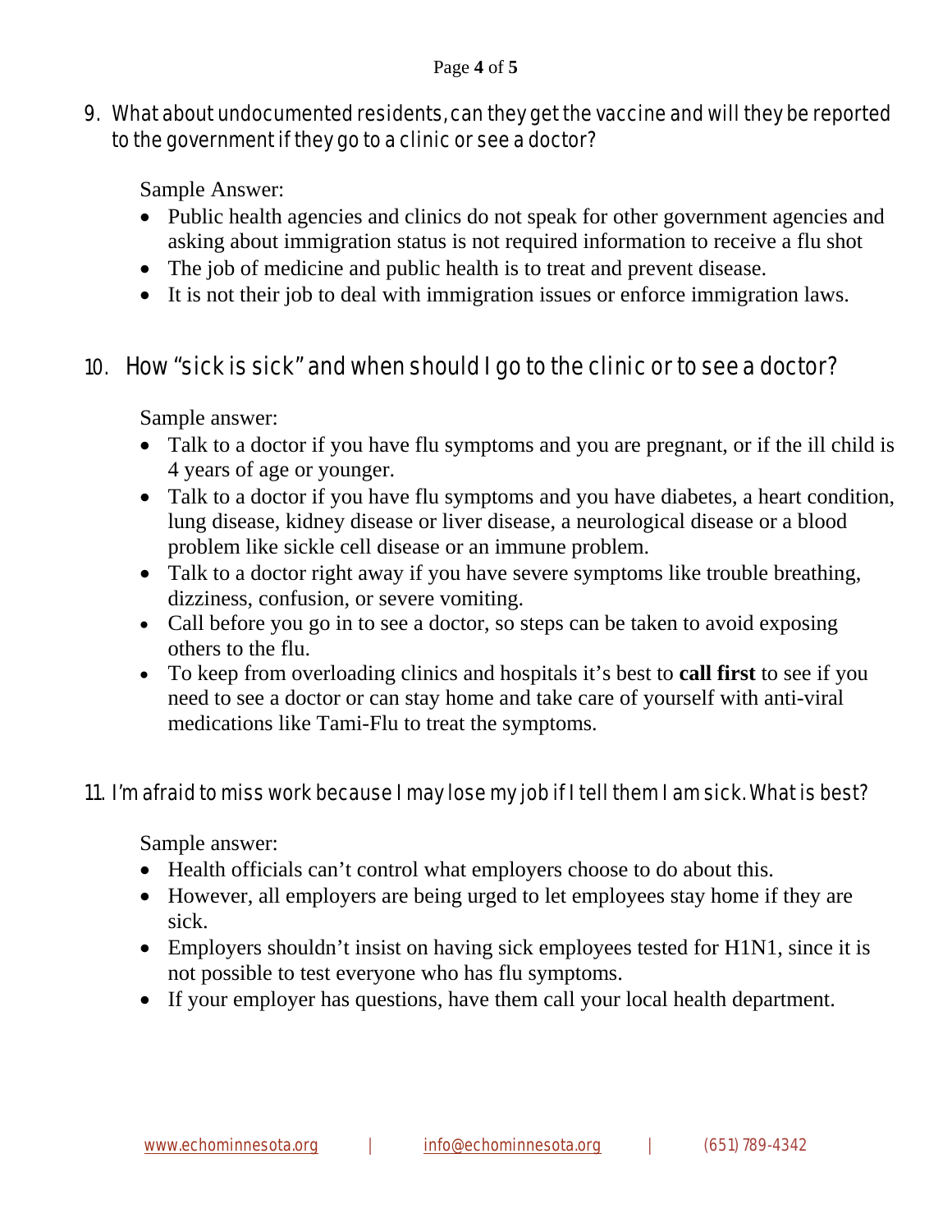9. What about undocumented residents, can they get the vaccine and will they be reported to the government if they go to a clinic or see a doctor?

Sample Answer:

- Public health agencies and clinics do not speak for other government agencies and asking about immigration status is not required information to receive a flu shot
- The job of medicine and public health is to treat and prevent disease.
- It is not their job to deal with immigration issues or enforce immigration laws.

10. How "sick is sick" and when should I go to the clinic or to see a doctor?

Sample answer:

- Talk to a doctor if you have flu symptoms and you are pregnant, or if the ill child is 4 years of age or younger.
- Talk to a doctor if you have flu symptoms and you have diabetes, a heart condition, lung disease, kidney disease or liver disease, a neurological disease or a blood problem like sickle cell disease or an immune problem.
- Talk to a doctor right away if you have severe symptoms like trouble breathing, dizziness, confusion, or severe vomiting.
- Call before you go in to see a doctor, so steps can be taken to avoid exposing others to the flu.
- To keep from overloading clinics and hospitals it's best to **call first** to see if you need to see a doctor or can stay home and take care of yourself with anti-viral medications like Tami-Flu to treat the symptoms.

11. I'm afraid to miss work because I may lose my job if I tell them I am sick. What is best?

Sample answer:

- Health officials can't control what employers choose to do about this.
- However, all employers are being urged to let employees stay home if they are sick.
- Employers shouldn't insist on having sick employees tested for H1N1, since it is not possible to test everyone who has flu symptoms.
- If your employer has questions, have them call your local health department.

www.echominnesota.org | info@echominnesota.org | (651) 789-4342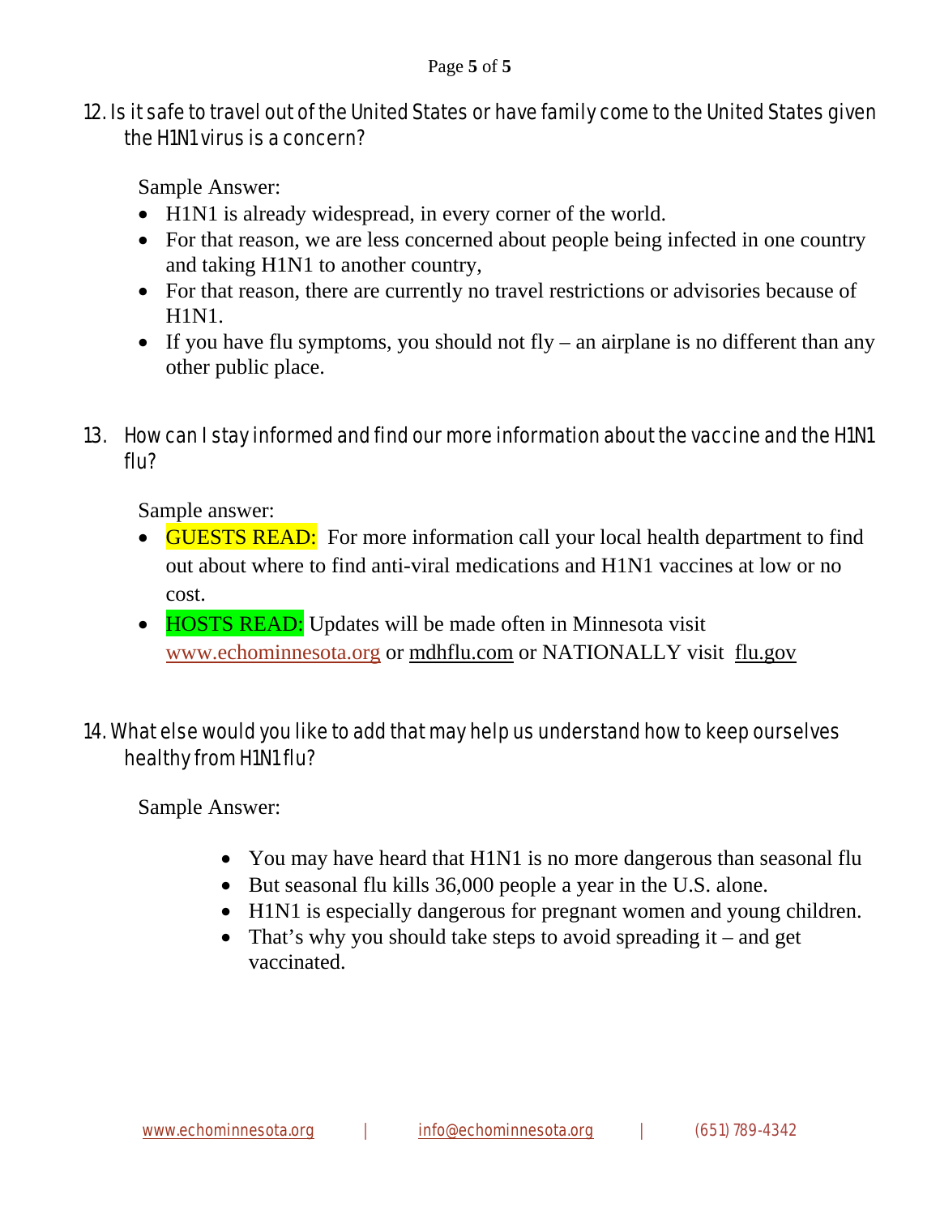12. Is it safe to travel out of the United States or have family come to the United States given the H1N1 virus is a concern?

Sample Answer:

- H1N1 is already widespread, in every corner of the world.
- For that reason, we are less concerned about people being infected in one country and taking H1N1 to another country,
- For that reason, there are currently no travel restrictions or advisories because of H1N1.
- If you have flu symptoms, you should not fly – an airplane is no different than any other public place.

13. How can I stay informed and find our more information about the vaccine and the H1N1 flu?

Sample answer:

- GUESTS READ: For more information call your local health department to find out about where to find anti-viral medications and H1N1 vaccines at low or no cost.
- HOSTS READ: Updates will be made often in Minnesota visit www.echominnesota.org or mdhflu.com or NATIONALLY visit flu.gov

14. What else would you like to add that may help us understand how to keep ourselves healthy from H1N1 flu?

Sample Answer:

- You may have heard that H1N1 is no more dangerous than seasonal flu
- But seasonal flu kills 36,000 people a year in the U.S. alone.
- H1N1 is especially dangerous for pregnant women and young children.
- That's why you should take steps to avoid spreading it – and get vaccinated.

www.echominnesota.org | info@echominnesota.org | (651) 789-4342